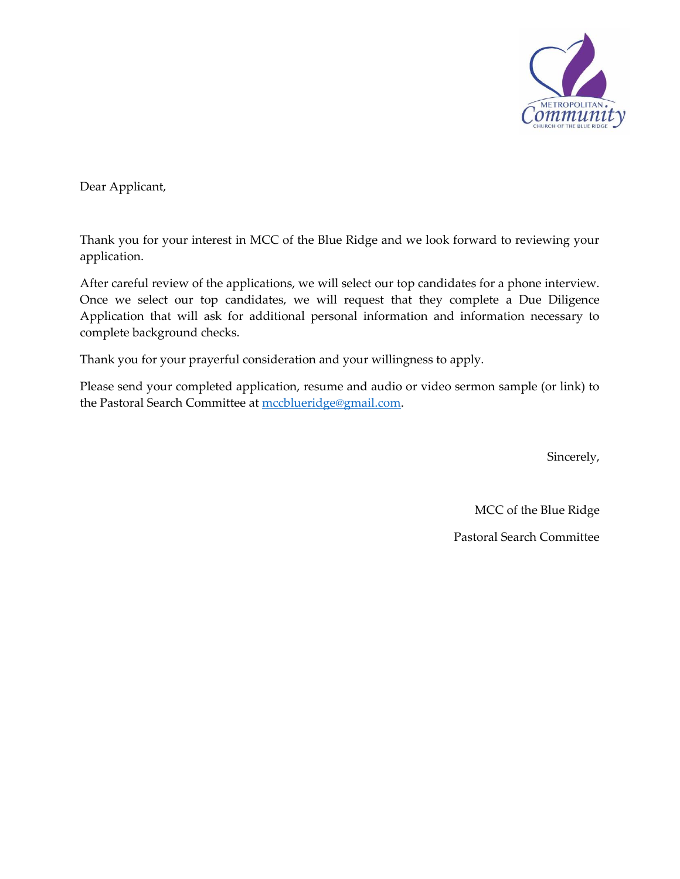Dear Applicant,

Thank you for your interest in MCC of the Blue Ridge and we look forward to reviewing your application.

After careful review of the applications, we will select our top candidates for a phone interview. Once we select our top candidates, we will request that they complete a Due Diligence Application that will ask for additional personal information and information necessary to complete background checks.

Thank you for your prayerful consideration and your willingness to apply.

Please send your completed application, resume and audio or video sermon sample (or link) to the Pastoral Search Committee at mccblueridge@gmail.com.

Sincerely,

MCC of the Blue Ridge

Pastoral Search Committee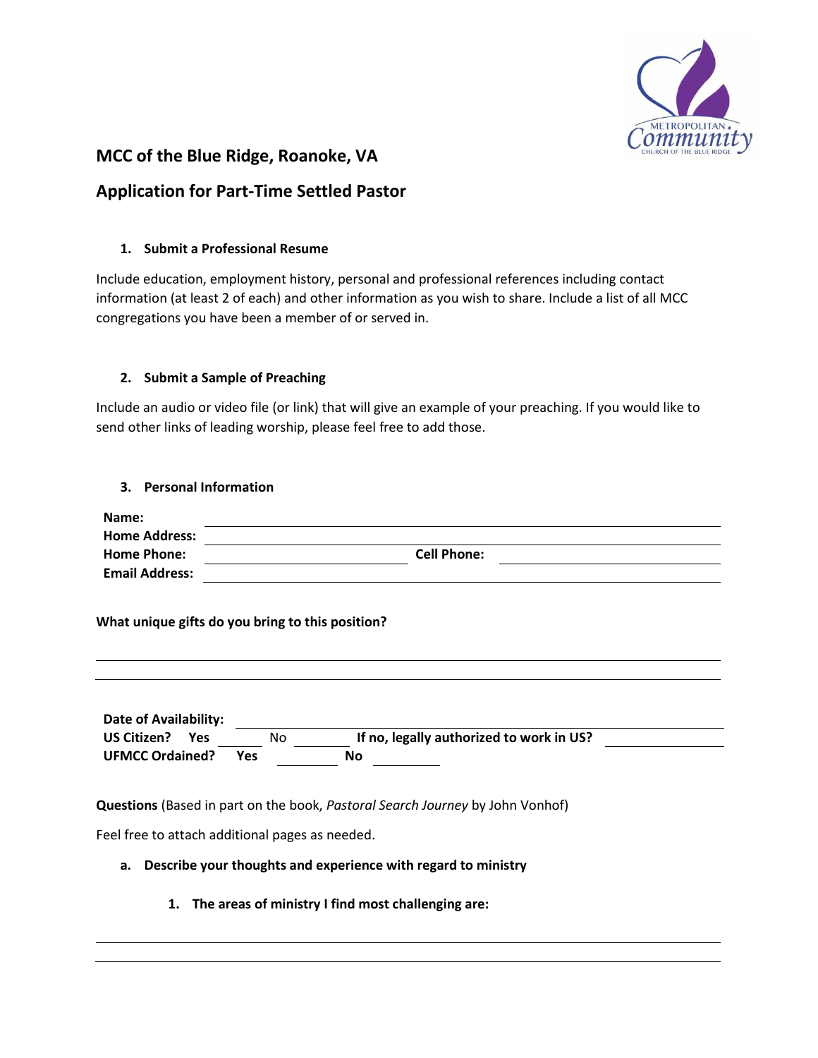## MCC of the Blue Ridge, Roanoke, VA

## Application for Part-Time Settled Pastor

1. **Submit a Professional Resume**

Include education, employment history, personal and professional references including contact information (at least 2 of each) and other information as you wish to share. Include a list of all MCC congregations you have been a member of or served in.

2. **Submit a Sample of Preaching**

Include an audio or video file (or link) that will give an example of your preaching. If you would like to send other links of leading worship, please feel free to add those.

3. **Personal Information**

**Name:** \_\_\_\_\_\_\_\_\_\_\_\_\_\_\_\_\_\_\_\_\_\_\_\_\_\_\_\_\_\_\_\_\_\_\_\_\_\_\_\_\_\_\_\_

**Home Address:** \_\_\_\_\_\_\_\_\_\_\_\_\_\_\_\_\_\_\_\_\_\_\_\_\_\_\_\_\_\_\_\_\_\_\_\_\_\_\_\_

**Home Phone:** \_\_\_\_\_\_\_\_\_\_\_\_\_\_\_\_\_\_\_\_ **Cell Phone:** \_\_\_\_\_\_\_\_\_\_\_\_\_\_\_\_\_\_\_\_

**Email Address:** \_\_\_\_\_\_\_\_\_\_\_\_\_\_\_\_\_\_\_\_\_\_\_\_\_\_\_\_\_\_\_\_\_\_\_\_\_\_\_\_

**What unique gifts do you bring to this position?**

\_\_\_\_\_\_\_\_\_\_\_\_\_\_\_\_\_\_\_\_\_\_\_\_\_\_\_\_\_\_\_\_\_\_\_\_\_\_\_\_\_\_\_\_\_\_\_\_\_\_\_\_\_\_\_\_

\_\_\_\_\_\_\_\_\_\_\_\_\_\_\_\_\_\_\_\_\_\_\_\_\_\_\_\_\_\_\_\_\_\_\_\_\_\_\_\_\_\_\_\_\_\_\_\_\_\_\_\_\_\_\_\_

**Date of Availability:** \_\_\_\_\_\_\_\_\_\_\_\_\_\_\_\_\_\_\_\_\_\_\_\_\_\_\_\_\_\_\_\_\_\_\_\_

**US Citizen? Yes** \_\_\_\_\_\_ No \_\_\_\_\_\_\_\_ **If no, legally authorized to work in US?** \_\_\_\_\_\_\_\_\_\_

**UFMCC Ordained? Yes** \_\_\_\_\_\_\_\_ **No** \_\_\_\_\_\_\_\_

**Questions** (Based in part on the book, *Pastoral Search Journey* by John Vonhof)

Feel free to attach additional pages as needed.

a. **Describe your thoughts and experience with regard to ministry**

   1. **The areas of ministry I find most challenging are:**

\_\_\_\_\_\_\_\_\_\_\_\_\_\_\_\_\_\_\_\_\_\_\_\_\_\_\_\_\_\_\_\_\_\_\_\_\_\_\_\_\_\_\_\_\_\_\_\_\_\_\_\_\_\_\_\_

\_\_\_\_\_\_\_\_\_\_\_\_\_\_\_\_\_\_\_\_\_\_\_\_\_\_\_\_\_\_\_\_\_\_\_\_\_\_\_\_\_\_\_\_\_\_\_\_\_\_\_\_\_\_\_\_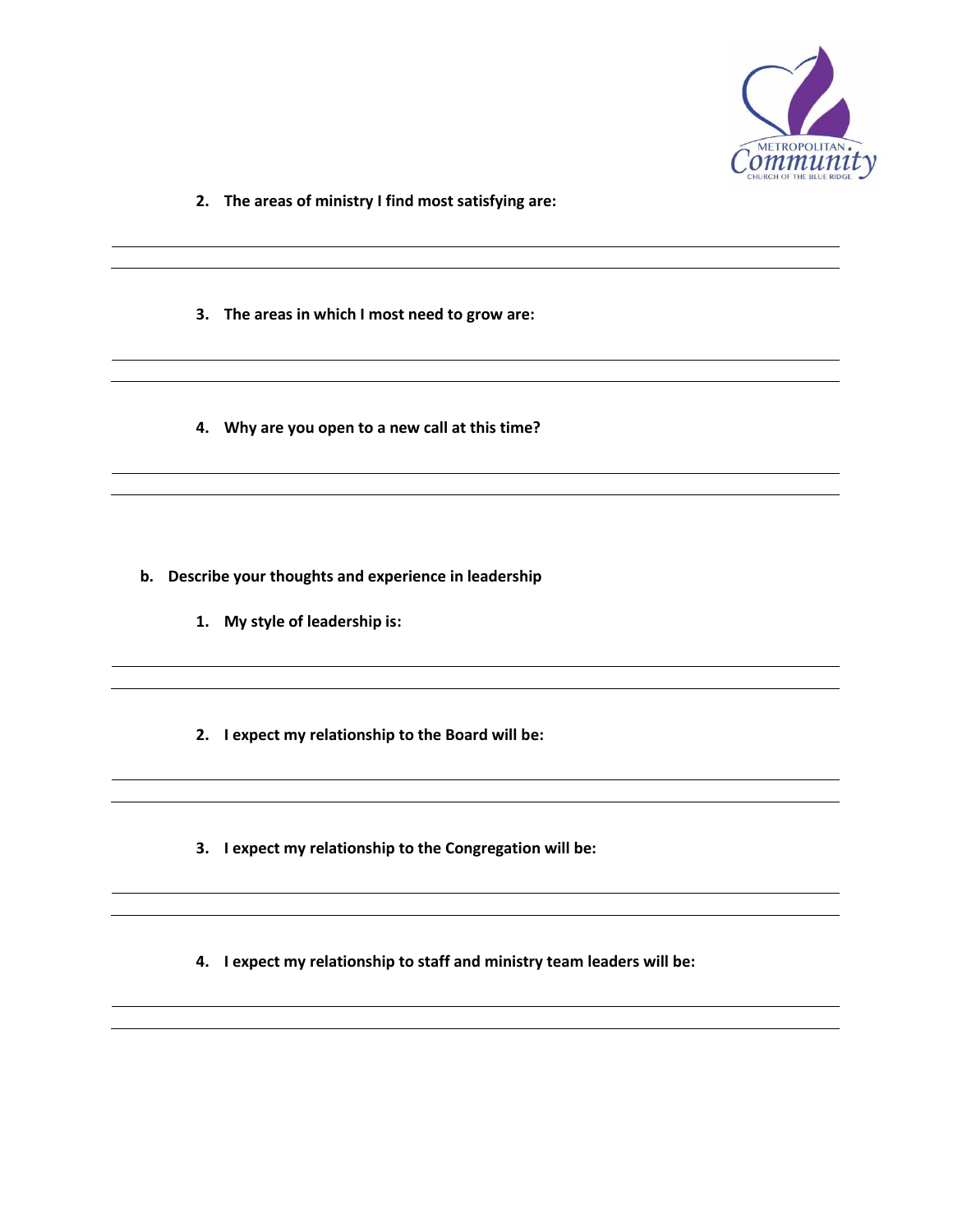2. **The areas of ministry I find most satisfying are:**

3. **The areas in which I most need to grow are:**

4. **Why are you open to a new call at this time?**

**b. Describe your thoughts and experience in leadership**

1. **My style of leadership is:**

2. **I expect my relationship to the Board will be:**

3. **I expect my relationship to the Congregation will be:**

4. **I expect my relationship to staff and ministry team leaders will be:**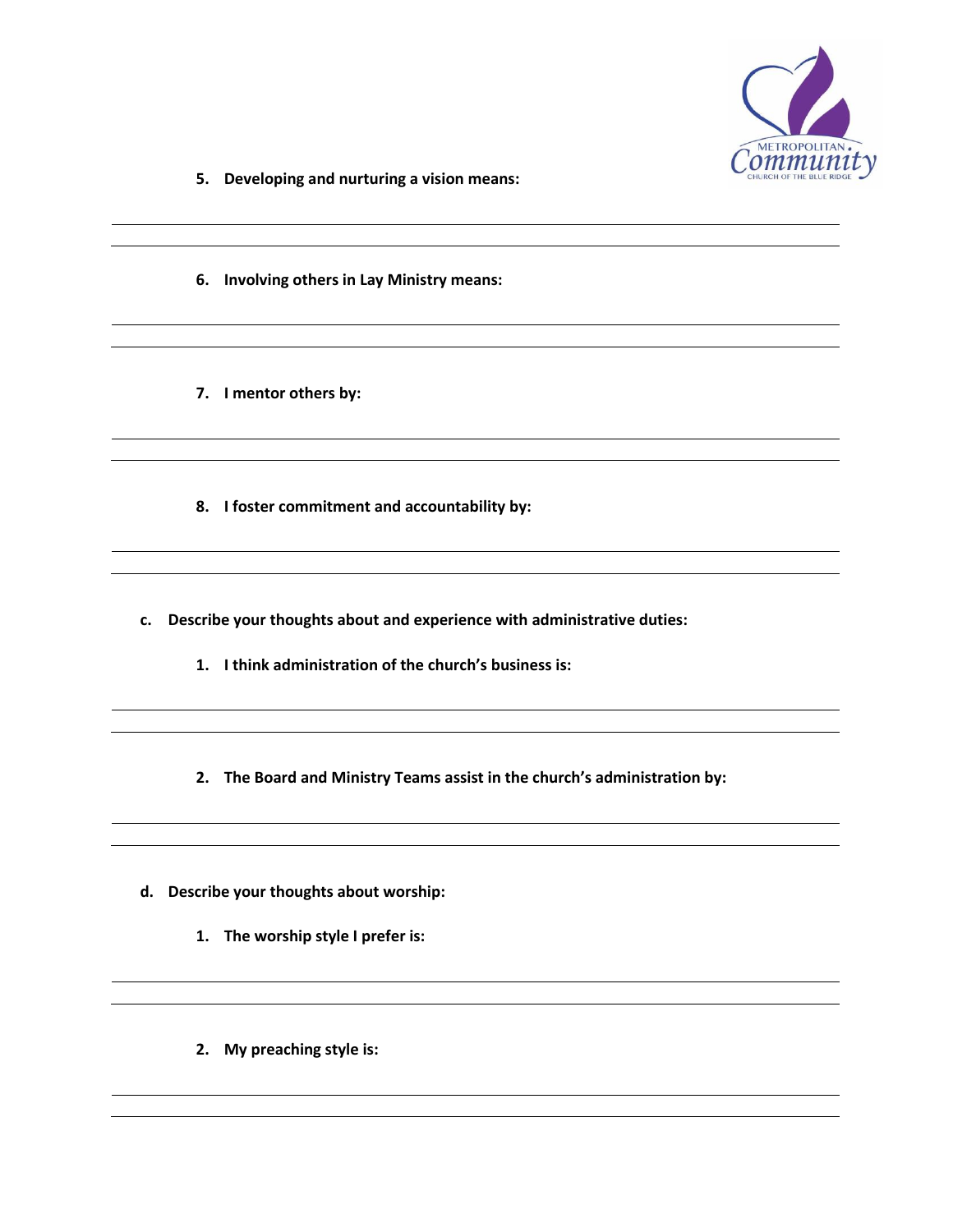5. **Developing and nurturing a vision means:**

6. **Involving others in Lay Ministry means:**

7. **I mentor others by:**

8. **I foster commitment and accountability by:**

c. **Describe your thoughts about and experience with administrative duties:**

1. **I think administration of the church's business is:**

2. **The Board and Ministry Teams assist in the church's administration by:**

d. **Describe your thoughts about worship:**

1. **The worship style I prefer is:**

2. **My preaching style is:**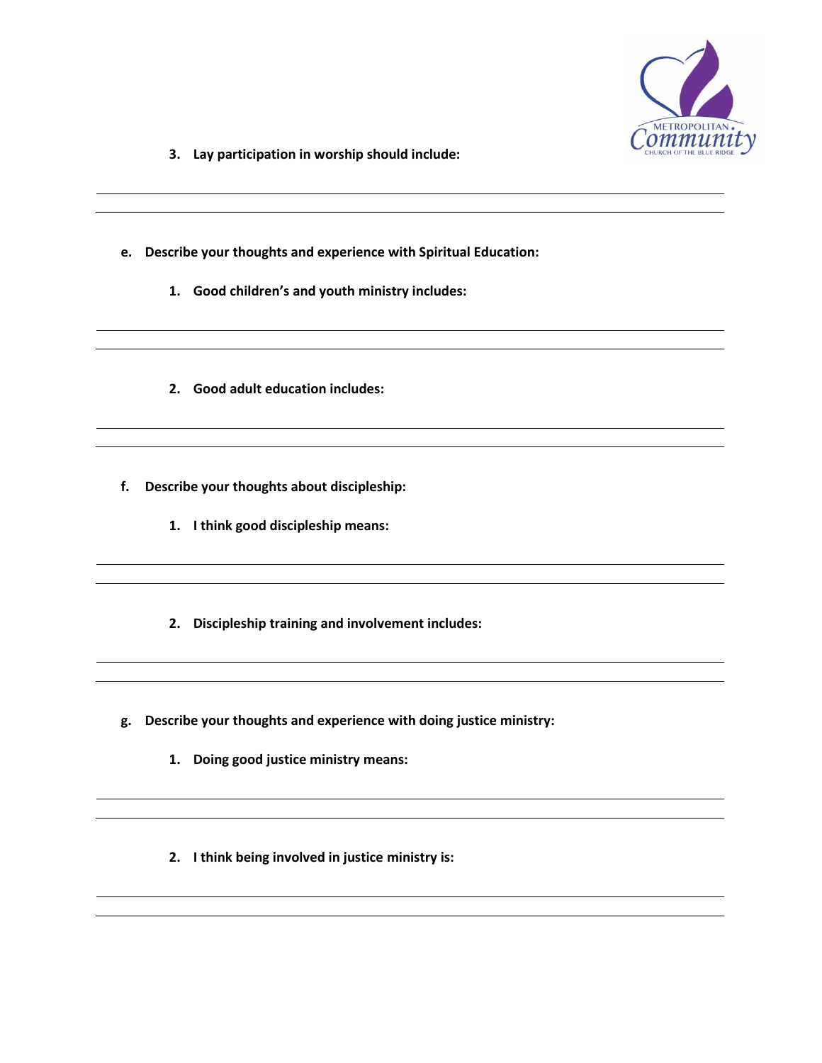3. **Lay participation in worship should include:**

______________________________________________________________________________

______________________________________________________________________________

e. **Describe your thoughts and experience with Spiritual Education:**

1. **Good children's and youth ministry includes:**

______________________________________________________________________________

______________________________________________________________________________

2. **Good adult education includes:**

______________________________________________________________________________

______________________________________________________________________________

f. **Describe your thoughts about discipleship:**

1. **I think good discipleship means:**

______________________________________________________________________________

______________________________________________________________________________

2. **Discipleship training and involvement includes:**

______________________________________________________________________________

______________________________________________________________________________

g. **Describe your thoughts and experience with doing justice ministry:**

1. **Doing good justice ministry means:**

______________________________________________________________________________

______________________________________________________________________________

2. **I think being involved in justice ministry is:**

______________________________________________________________________________

______________________________________________________________________________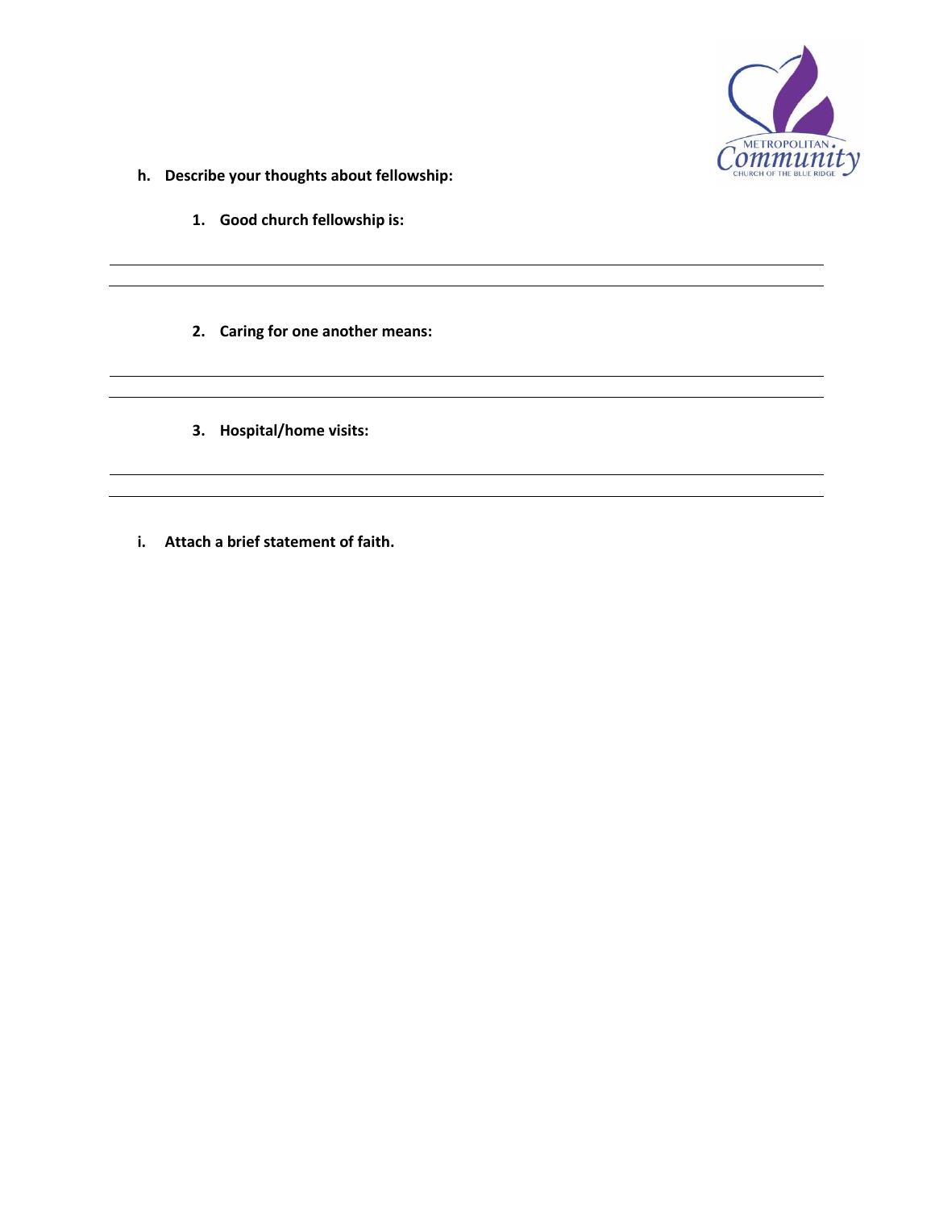**h. Describe your thoughts about fellowship:**

1. **Good church fellowship is:**

___

___

2. **Caring for one another means:**

___

___

3. **Hospital/home visits:**

___

___

**i. Attach a brief statement of faith.**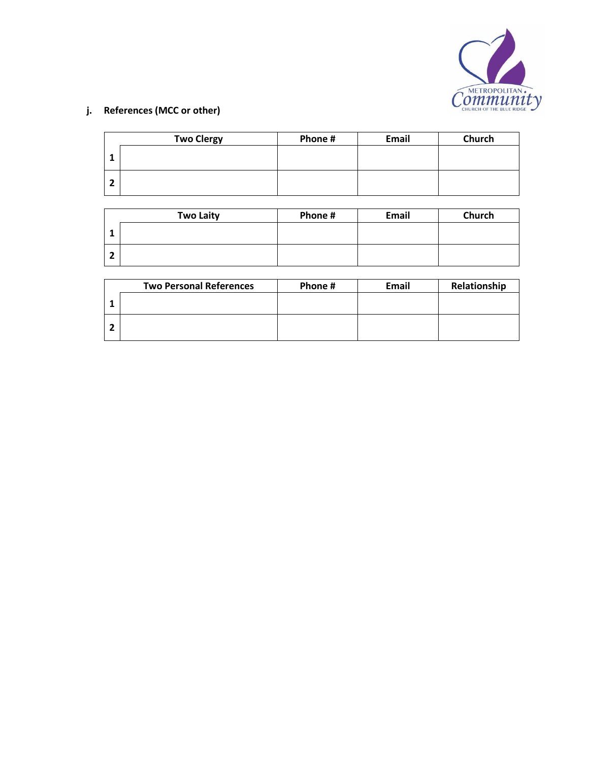**j. References (MCC or other)**

| | Two Clergy | Phone # | Email | Church |
|---|---|---|---|---|
| 1 | | | | |
| 2 | | | | |

| | Two Laity | Phone # | Email | Church |
|---|---|---|---|---|
| 1 | | | | |
| 2 | | | | |

| | Two Personal References | Phone # | Email | Relationship |
|---|---|---|---|---|
| 1 | | | | |
| 2 | | | | |